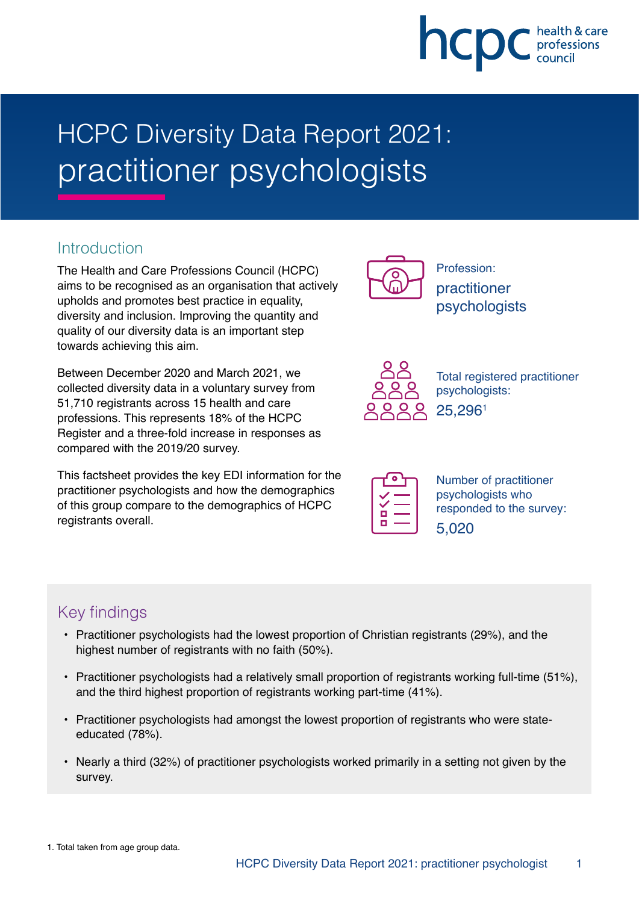# HCPC Diversity Data Report 2021: practitioner psychologists

## Introduction

The Health and Care Professions Council (HCPC) aims to be recognised as an organisation that actively upholds and promotes best practice in equality, diversity and inclusion. Improving the quantity and quality of our diversity data is an important step towards achieving this aim.

Between December 2020 and March 2021, we collected diversity data in a voluntary survey from 51,710 registrants across 15 health and care professions. This represents 18% of the HCPC Register and a three-fold increase in responses as compared with the 2019/20 survey.

This factsheet provides the key EDI information for the practitioner psychologists and how the demographics of this group compare to the demographics of HCPC registrants overall.

Profession:
practitioner psychologists

Total registered practitioner psychologists:
25,296[1]

Number of practitioner psychologists who responded to the survey:
5,020

## Key findings

- Practitioner psychologists had the lowest proportion of Christian registrants (29%), and the highest number of registrants with no faith (50%).
- Practitioner psychologists had a relatively small proportion of registrants working full-time (51%), and the third highest proportion of registrants working part-time (41%).
- Practitioner psychologists had amongst the lowest proportion of registrants who were state-educated (78%).
- Nearly a third (32%) of practitioner psychologists worked primarily in a setting not given by the survey.

1. Total taken from age group data.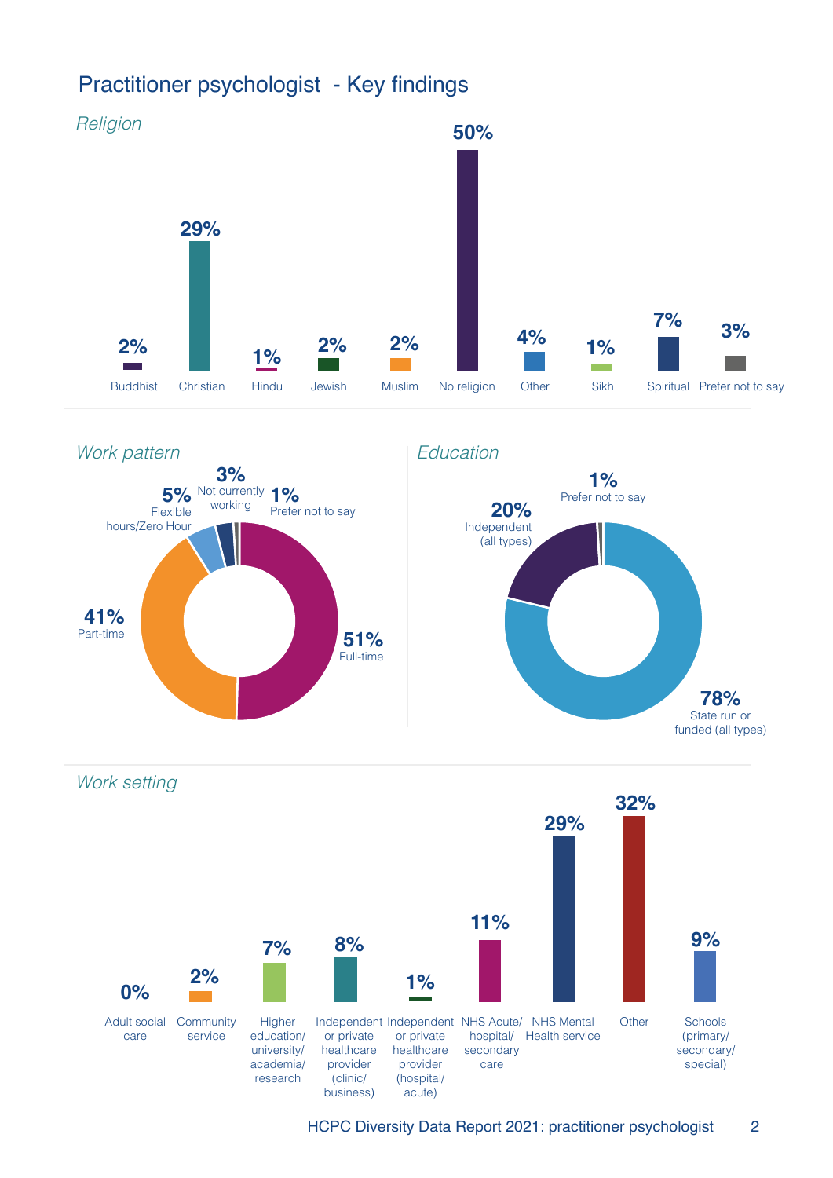# Practitioner psychologist - Key findings

*Religion*

| Religion | % |
|---|---|
| Buddhist | 2% |
| Christian | 29% |
| Hindu | 1% |
| Jewish | 2% |
| Muslim | 2% |
| No religion | 50% |
| Other | 4% |
| Sikh | 1% |
| Spiritual | 7% |
| Prefer not to say | 3% |

*Work pattern*

| Work pattern | % |
|---|---|
| Full-time | 51% |
| Part-time | 41% |
| Flexible hours/Zero Hour | 5% |
| Not currently working | 3% |
| Prefer not to say | 1% |

*Education*

| Education | % |
|---|---|
| State run or funded (all types) | 78% |
| Independent (all types) | 20% |
| Prefer not to say | 1% |

*Work setting*

| Work setting | % |
|---|---|
| Adult social care | 0% |
| Community service | 2% |
| Higher education/university/academia/research | 7% |
| Independent or private healthcare provider (clinic/business) | 8% |
| Independent or private healthcare provider (hospital/acute) | 1% |
| NHS Acute/hospital/secondary care | 11% |
| NHS Mental Health service | 29% |
| Other | 32% |
| Schools (primary/secondary/special) | 9% |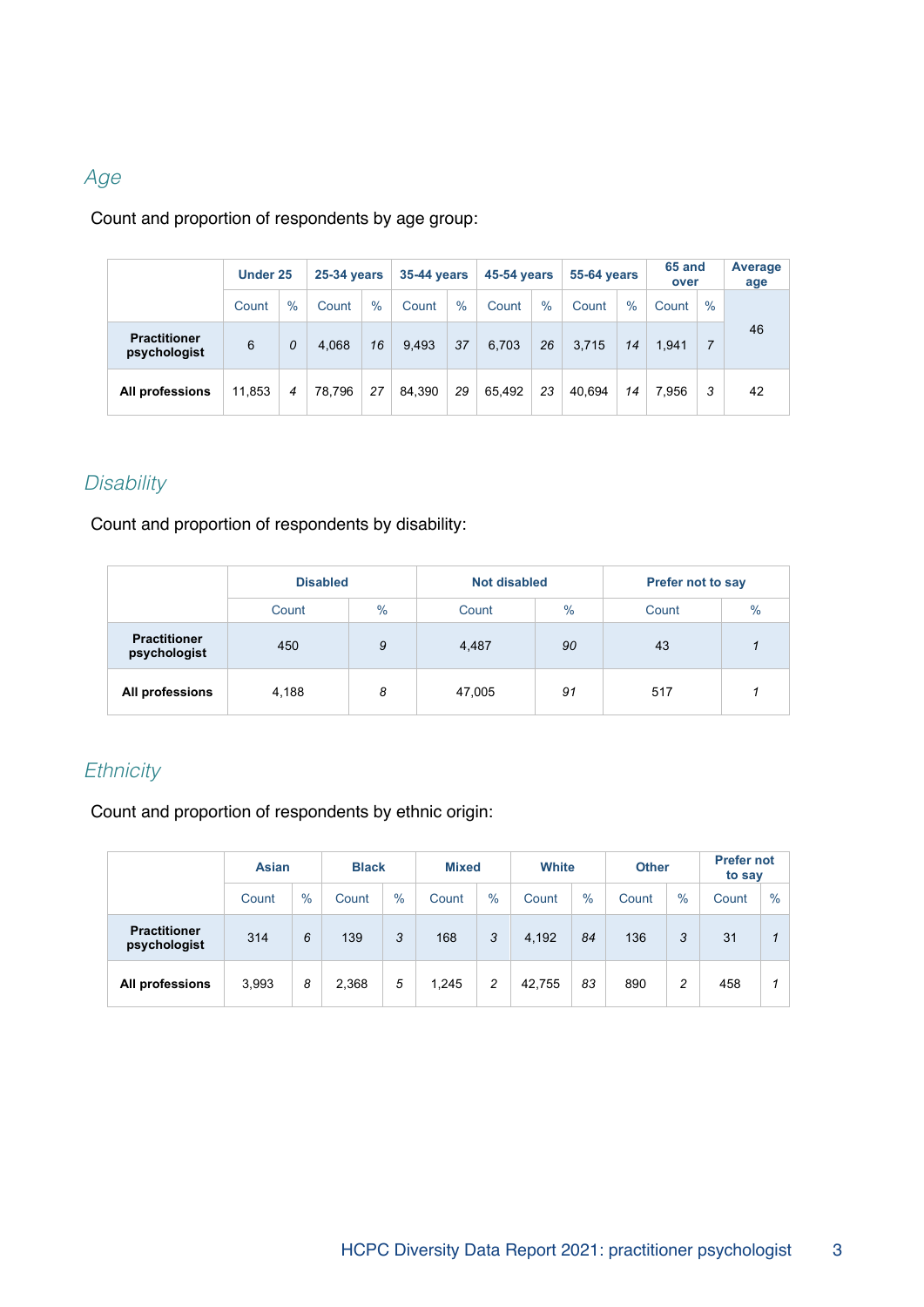## *Age*

Count and proportion of respondents by age group:

| | Under 25 | | 25-34 years | | 35-44 years | | 45-54 years | | 55-64 years | | 65 and over | | Average age |
|---|---|---|---|---|---|---|---|---|---|---|---|---|---|
| | Count | % | Count | % | Count | % | Count | % | Count | % | Count | % | |
| **Practitioner psychologist** | 6 | *0* | 4,068 | *16* | 9,493 | *37* | 6,703 | *26* | 3,715 | *14* | 1,941 | *7* | 46 |
| **All professions** | 11,853 | *4* | 78,796 | *27* | 84,390 | *29* | 65,492 | *23* | 40,694 | *14* | 7,956 | *3* | 42 |

## *Disability*

Count and proportion of respondents by disability:

| | Disabled | | Not disabled | | Prefer not to say | |
|---|---|---|---|---|---|---|
| | Count | % | Count | % | Count | % |
| **Practitioner psychologist** | 450 | *9* | 4,487 | *90* | 43 | *1* |
| **All professions** | 4,188 | *8* | 47,005 | *91* | 517 | *1* |

## *Ethnicity*

Count and proportion of respondents by ethnic origin:

| | Asian | | Black | | Mixed | | White | | Other | | Prefer not to say | |
|---|---|---|---|---|---|---|---|---|---|---|---|---|
| | Count | % | Count | % | Count | % | Count | % | Count | % | Count | % |
| **Practitioner psychologist** | 314 | *6* | 139 | *3* | 168 | *3* | 4,192 | *84* | 136 | *3* | 31 | *1* |
| **All professions** | 3,993 | *8* | 2,368 | *5* | 1,245 | *2* | 42,755 | *83* | 890 | *2* | 458 | *1* |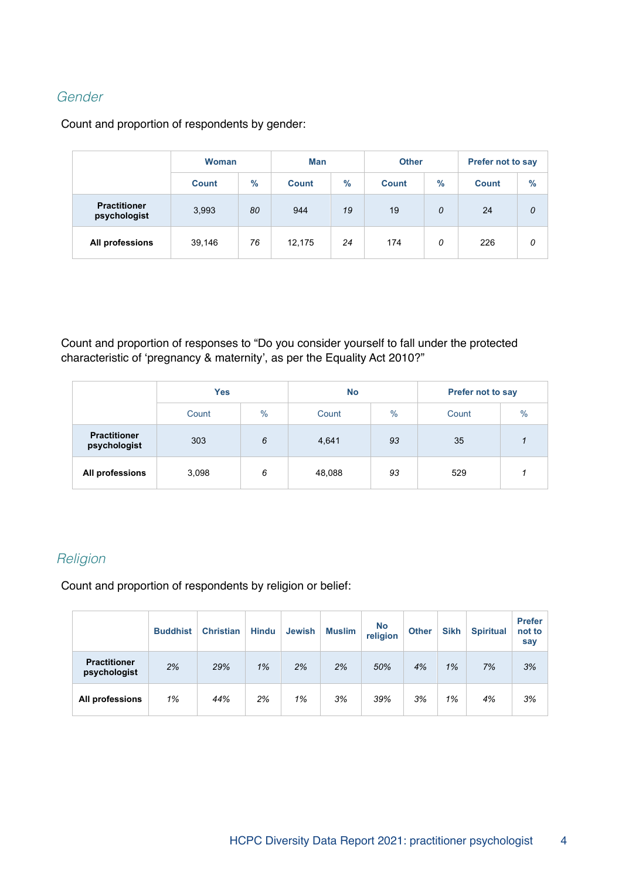## *Gender*

Count and proportion of respondents by gender:

| | Woman | | Man | | Other | | Prefer not to say | |
|---|---|---|---|---|---|---|---|---|
| | Count | % | Count | % | Count | % | Count | % |
| **Practitioner psychologist** | 3,993 | *80* | 944 | *19* | 19 | *0* | 24 | *0* |
| **All professions** | 39,146 | *76* | 12,175 | *24* | 174 | *0* | 226 | *0* |

Count and proportion of responses to “Do you consider yourself to fall under the protected characteristic of ‘pregnancy & maternity’, as per the Equality Act 2010?”

| | Yes | | No | | Prefer not to say | |
|---|---|---|---|---|---|---|
| | Count | % | Count | % | Count | % |
| **Practitioner psychologist** | 303 | *6* | 4,641 | *93* | 35 | *1* |
| **All professions** | 3,098 | *6* | 48,088 | *93* | 529 | *1* |

## *Religion*

Count and proportion of respondents by religion or belief:

| | Buddhist | Christian | Hindu | Jewish | Muslim | No religion | Other | Sikh | Spiritual | Prefer not to say |
|---|---|---|---|---|---|---|---|---|---|---|
| **Practitioner psychologist** | *2%* | *29%* | *1%* | *2%* | *2%* | *50%* | *4%* | *1%* | *7%* | *3%* |
| **All professions** | *1%* | *44%* | *2%* | *1%* | *3%* | *39%* | *3%* | *1%* | *4%* | *3%* |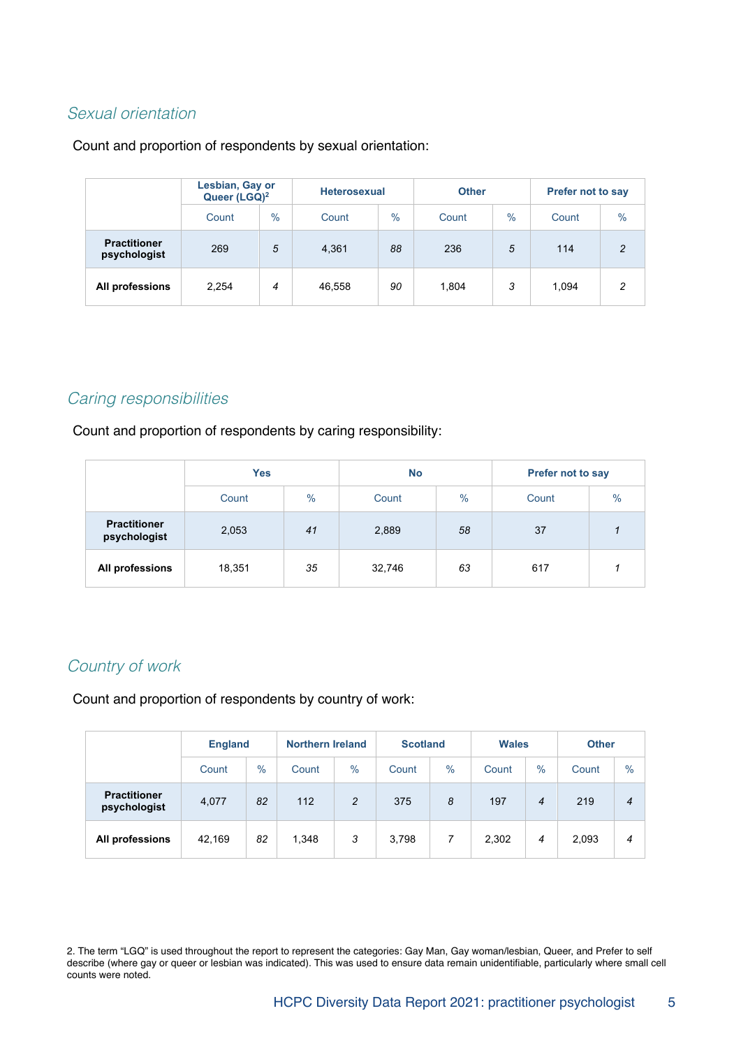## *Sexual orientation*

Count and proportion of respondents by sexual orientation:

| | Lesbian, Gay or Queer (LGQ)[2] | | Heterosexual | | Other | | Prefer not to say | |
|---|---|---|---|---|---|---|---|---|
| | Count | % | Count | % | Count | % | Count | % |
| **Practitioner psychologist** | 269 | *5* | 4,361 | *88* | 236 | *5* | 114 | *2* |
| **All professions** | 2,254 | *4* | 46,558 | *90* | 1,804 | *3* | 1,094 | *2* |

## *Caring responsibilities*

Count and proportion of respondents by caring responsibility:

| | Yes | | No | | Prefer not to say | |
|---|---|---|---|---|---|---|
| | Count | % | Count | % | Count | % |
| **Practitioner psychologist** | 2,053 | *41* | 2,889 | *58* | 37 | *1* |
| **All professions** | 18,351 | *35* | 32,746 | *63* | 617 | *1* |

## *Country of work*

Count and proportion of respondents by country of work:

| | England | | Northern Ireland | | Scotland | | Wales | | Other | |
|---|---|---|---|---|---|---|---|---|---|---|
| | Count | % | Count | % | Count | % | Count | % | Count | % |
| **Practitioner psychologist** | 4,077 | *82* | 112 | *2* | 375 | *8* | 197 | *4* | 219 | *4* |
| **All professions** | 42,169 | *82* | 1,348 | *3* | 3,798 | *7* | 2,302 | *4* | 2,093 | *4* |

2. The term "LGQ" is used throughout the report to represent the categories: Gay Man, Gay woman/lesbian, Queer, and Prefer to self describe (where gay or queer or lesbian was indicated). This was used to ensure data remain unidentifiable, particularly where small cell counts were noted.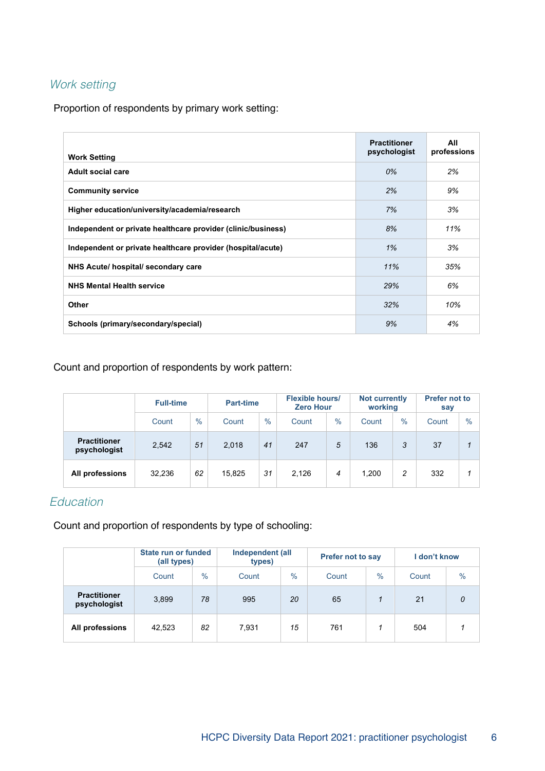## *Work setting*

Proportion of respondents by primary work setting:

| Work Setting | Practitioner psychologist | All professions |
|---|---|---|
| Adult social care | 0% | 2% |
| Community service | 2% | 9% |
| Higher education/university/academia/research | 7% | 3% |
| Independent or private healthcare provider (clinic/business) | 8% | 11% |
| Independent or private healthcare provider (hospital/acute) | 1% | 3% |
| NHS Acute/ hospital/ secondary care | 11% | 35% |
| NHS Mental Health service | 29% | 6% |
| Other | 32% | 10% |
| Schools (primary/secondary/special) | 9% | 4% |

Count and proportion of respondents by work pattern:

| | Full-time | | Part-time | | Flexible hours/ Zero Hour | | Not currently working | | Prefer not to say | |
|---|---|---|---|---|---|---|---|---|---|---|
| | Count | % | Count | % | Count | % | Count | % | Count | % |
| Practitioner psychologist | 2,542 | 51 | 2,018 | 41 | 247 | 5 | 136 | 3 | 37 | 1 |
| All professions | 32,236 | 62 | 15,825 | 31 | 2,126 | 4 | 1,200 | 2 | 332 | 1 |

## *Education*

Count and proportion of respondents by type of schooling:

| | State run or funded (all types) | | Independent (all types) | | Prefer not to say | | I don't know | |
|---|---|---|---|---|---|---|---|---|
| | Count | % | Count | % | Count | % | Count | % |
| Practitioner psychologist | 3,899 | 78 | 995 | 20 | 65 | 1 | 21 | 0 |
| All professions | 42,523 | 82 | 7,931 | 15 | 761 | 1 | 504 | 1 |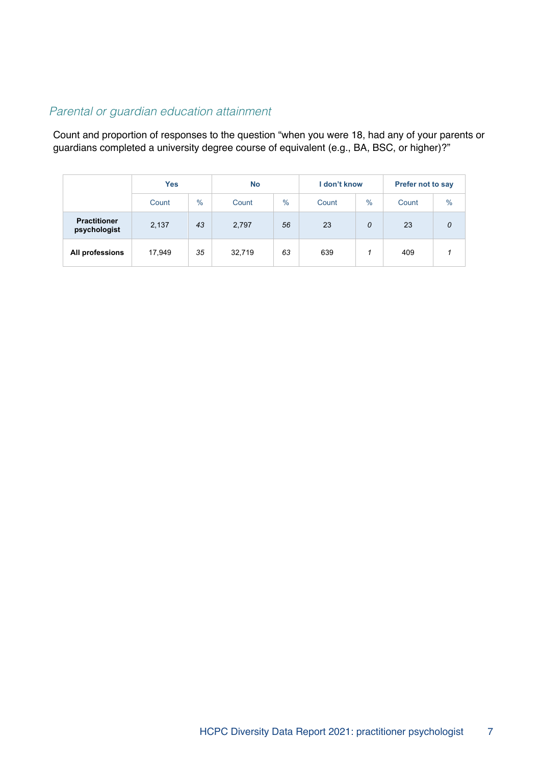## *Parental or guardian education attainment*

Count and proportion of responses to the question “when you were 18, had any of your parents or guardians completed a university degree course of equivalent (e.g., BA, BSC, or higher)?”

| | Yes | | No | | I don’t know | | Prefer not to say | |
|---|---|---|---|---|---|---|---|---|
| | Count | % | Count | % | Count | % | Count | % |
| **Practitioner psychologist** | 2,137 | *43* | 2,797 | *56* | 23 | *0* | 23 | *0* |
| **All professions** | 17,949 | *35* | 32,719 | *63* | 639 | *1* | 409 | *1* |